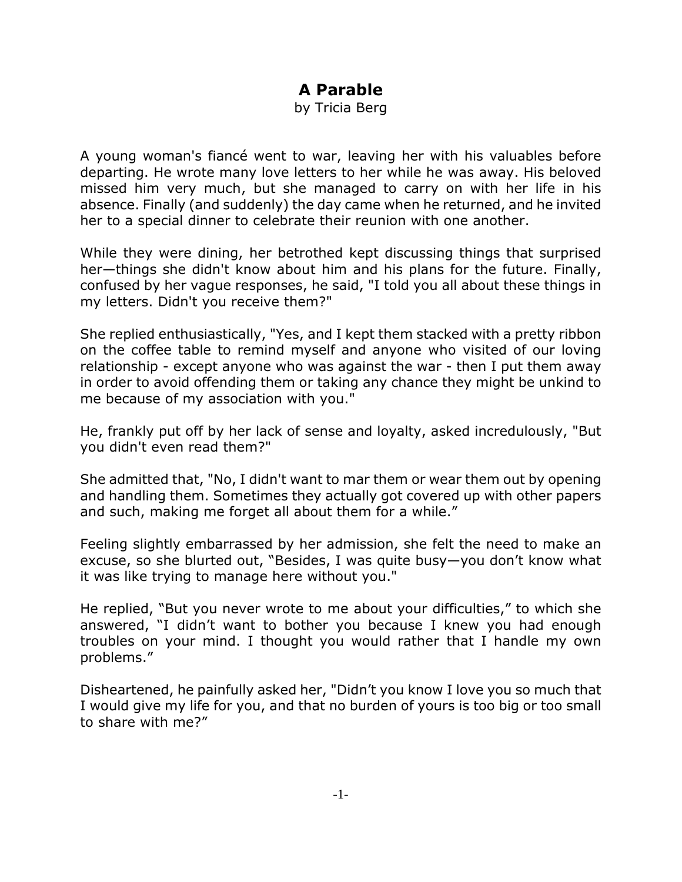# A Parable

by Tricia Berg

A young woman's fiancé went to war, leaving her with his valuables before departing. He wrote many love letters to her while he was away. His beloved missed him very much, but she managed to carry on with her life in his absence. Finally (and suddenly) the day came when he returned, and he invited her to a special dinner to celebrate their reunion with one another.

While they were dining, her betrothed kept discussing things that surprised her—things she didn't know about him and his plans for the future. Finally, confused by her vague responses, he said, "I told you all about these things in my letters. Didn't you receive them?"

She replied enthusiastically, "Yes, and I kept them stacked with a pretty ribbon on the coffee table to remind myself and anyone who visited of our loving relationship - except anyone who was against the war - then I put them away in order to avoid offending them or taking any chance they might be unkind to me because of my association with you."

He, frankly put off by her lack of sense and loyalty, asked incredulously, "But you didn't even read them?"

She admitted that, "No, I didn't want to mar them or wear them out by opening and handling them. Sometimes they actually got covered up with other papers and such, making me forget all about them for a while."

Feeling slightly embarrassed by her admission, she felt the need to make an excuse, so she blurted out, "Besides, I was quite busy—you don't know what it was like trying to manage here without you."

He replied, "But you never wrote to me about your difficulties," to which she answered, "I didn't want to bother you because I knew you had enough troubles on your mind. I thought you would rather that I handle my own problems."

Disheartened, he painfully asked her, "Didn't you know I love you so much that I would give my life for you, and that no burden of yours is too big or too small to share with me?"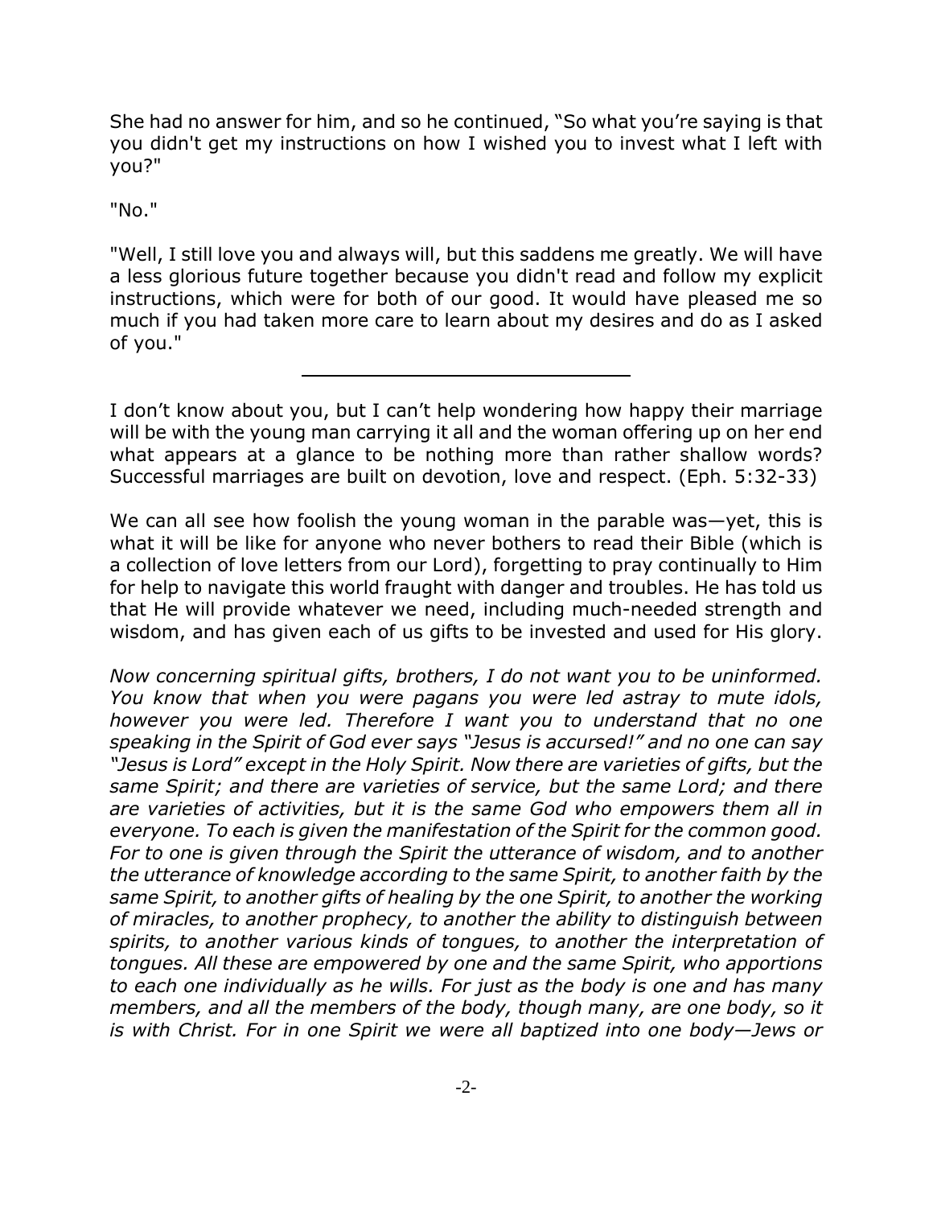She had no answer for him, and so he continued, "So what you're saying is that you didn't get my instructions on how I wished you to invest what I left with you?"

"No."

"Well, I still love you and always will, but this saddens me greatly. We will have a less glorious future together because you didn't read and follow my explicit instructions, which were for both of our good. It would have pleased me so much if you had taken more care to learn about my desires and do as I asked of you."

---

I don't know about you, but I can't help wondering how happy their marriage will be with the young man carrying it all and the woman offering up on her end what appears at a glance to be nothing more than rather shallow words? Successful marriages are built on devotion, love and respect. (Eph. 5:32-33)

We can all see how foolish the young woman in the parable was—yet, this is what it will be like for anyone who never bothers to read their Bible (which is a collection of love letters from our Lord), forgetting to pray continually to Him for help to navigate this world fraught with danger and troubles. He has told us that He will provide whatever we need, including much-needed strength and wisdom, and has given each of us gifts to be invested and used for His glory.

*Now concerning spiritual gifts, brothers, I do not want you to be uninformed. You know that when you were pagans you were led astray to mute idols, however you were led. Therefore I want you to understand that no one speaking in the Spirit of God ever says "Jesus is accursed!" and no one can say "Jesus is Lord" except in the Holy Spirit. Now there are varieties of gifts, but the same Spirit; and there are varieties of service, but the same Lord; and there are varieties of activities, but it is the same God who empowers them all in everyone. To each is given the manifestation of the Spirit for the common good. For to one is given through the Spirit the utterance of wisdom, and to another the utterance of knowledge according to the same Spirit, to another faith by the same Spirit, to another gifts of healing by the one Spirit, to another the working of miracles, to another prophecy, to another the ability to distinguish between spirits, to another various kinds of tongues, to another the interpretation of tongues. All these are empowered by one and the same Spirit, who apportions to each one individually as he wills. For just as the body is one and has many members, and all the members of the body, though many, are one body, so it is with Christ. For in one Spirit we were all baptized into one body—Jews or*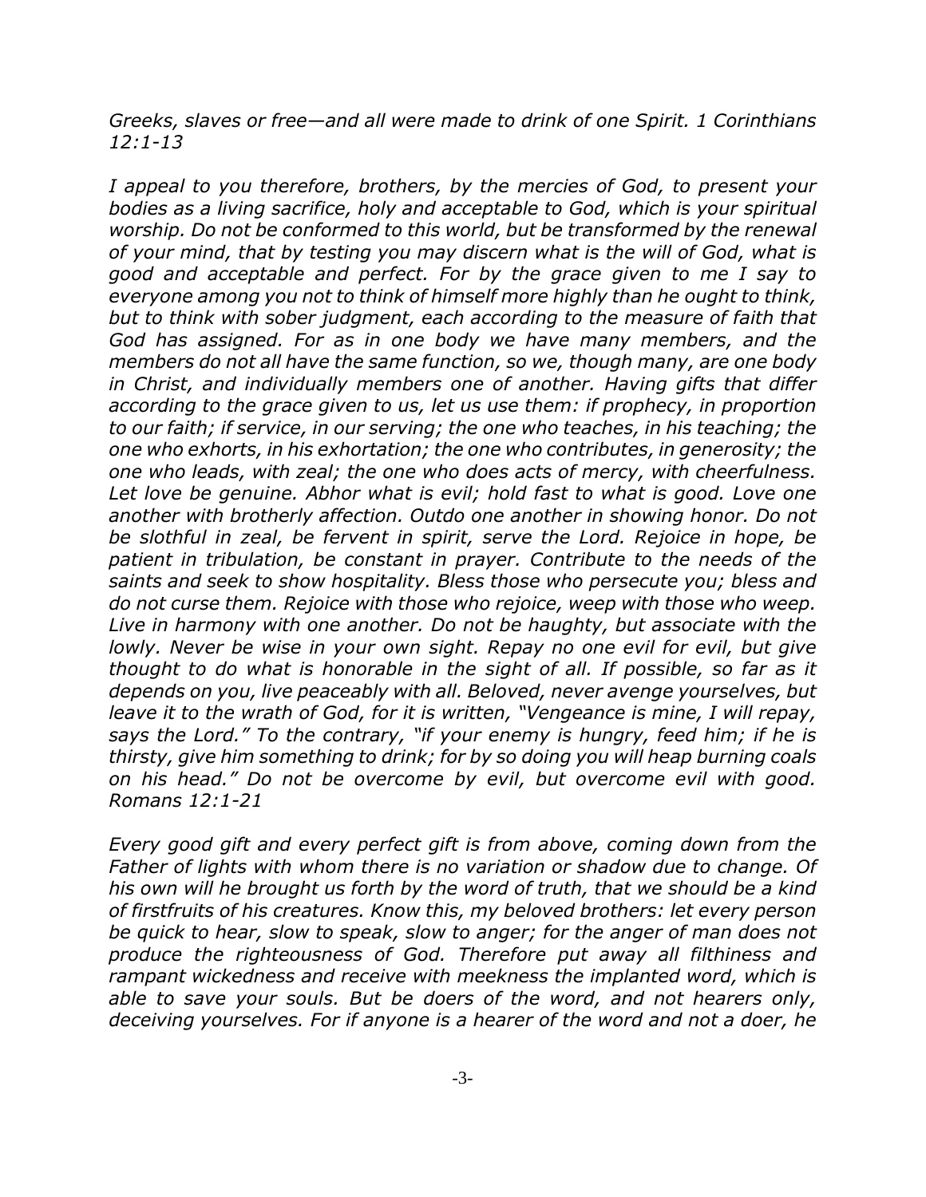*Greeks, slaves or free—and all were made to drink of one Spirit. 1 Corinthians 12:1-13*

*I appeal to you therefore, brothers, by the mercies of God, to present your bodies as a living sacrifice, holy and acceptable to God, which is your spiritual worship. Do not be conformed to this world, but be transformed by the renewal of your mind, that by testing you may discern what is the will of God, what is good and acceptable and perfect. For by the grace given to me I say to everyone among you not to think of himself more highly than he ought to think, but to think with sober judgment, each according to the measure of faith that God has assigned. For as in one body we have many members, and the members do not all have the same function, so we, though many, are one body in Christ, and individually members one of another. Having gifts that differ according to the grace given to us, let us use them: if prophecy, in proportion to our faith; if service, in our serving; the one who teaches, in his teaching; the one who exhorts, in his exhortation; the one who contributes, in generosity; the one who leads, with zeal; the one who does acts of mercy, with cheerfulness. Let love be genuine. Abhor what is evil; hold fast to what is good. Love one another with brotherly affection. Outdo one another in showing honor. Do not be slothful in zeal, be fervent in spirit, serve the Lord. Rejoice in hope, be patient in tribulation, be constant in prayer. Contribute to the needs of the saints and seek to show hospitality. Bless those who persecute you; bless and do not curse them. Rejoice with those who rejoice, weep with those who weep. Live in harmony with one another. Do not be haughty, but associate with the lowly. Never be wise in your own sight. Repay no one evil for evil, but give thought to do what is honorable in the sight of all. If possible, so far as it depends on you, live peaceably with all. Beloved, never avenge yourselves, but leave it to the wrath of God, for it is written, "Vengeance is mine, I will repay, says the Lord." To the contrary, "if your enemy is hungry, feed him; if he is thirsty, give him something to drink; for by so doing you will heap burning coals on his head." Do not be overcome by evil, but overcome evil with good. Romans 12:1-21*

*Every good gift and every perfect gift is from above, coming down from the Father of lights with whom there is no variation or shadow due to change. Of his own will he brought us forth by the word of truth, that we should be a kind of firstfruits of his creatures. Know this, my beloved brothers: let every person be quick to hear, slow to speak, slow to anger; for the anger of man does not produce the righteousness of God. Therefore put away all filthiness and rampant wickedness and receive with meekness the implanted word, which is able to save your souls. But be doers of the word, and not hearers only, deceiving yourselves. For if anyone is a hearer of the word and not a doer, he*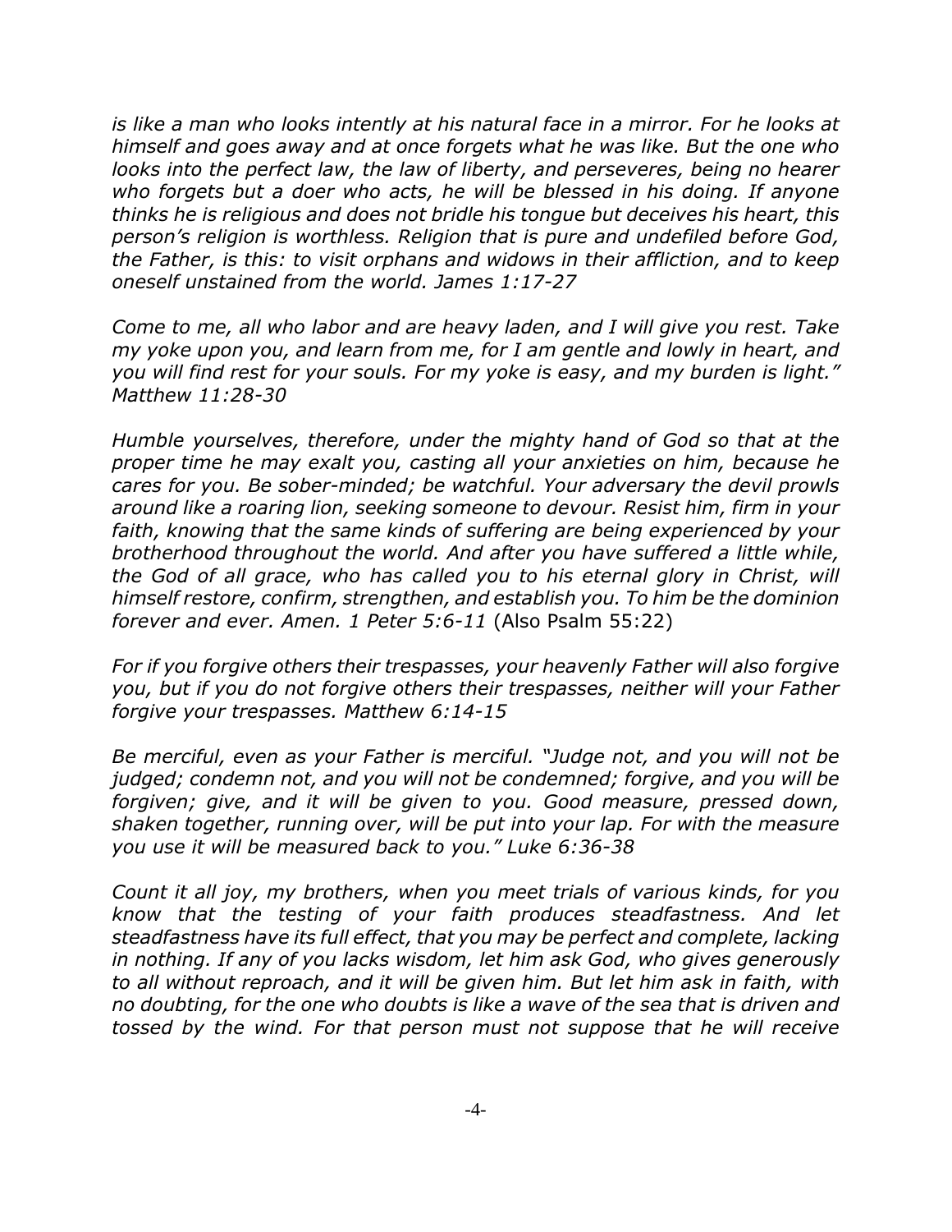*is like a man who looks intently at his natural face in a mirror. For he looks at himself and goes away and at once forgets what he was like. But the one who looks into the perfect law, the law of liberty, and perseveres, being no hearer who forgets but a doer who acts, he will be blessed in his doing. If anyone thinks he is religious and does not bridle his tongue but deceives his heart, this person's religion is worthless. Religion that is pure and undefiled before God, the Father, is this: to visit orphans and widows in their affliction, and to keep oneself unstained from the world. James 1:17-27*

*Come to me, all who labor and are heavy laden, and I will give you rest. Take my yoke upon you, and learn from me, for I am gentle and lowly in heart, and you will find rest for your souls. For my yoke is easy, and my burden is light." Matthew 11:28-30*

*Humble yourselves, therefore, under the mighty hand of God so that at the proper time he may exalt you, casting all your anxieties on him, because he cares for you. Be sober-minded; be watchful. Your adversary the devil prowls around like a roaring lion, seeking someone to devour. Resist him, firm in your faith, knowing that the same kinds of suffering are being experienced by your brotherhood throughout the world. And after you have suffered a little while, the God of all grace, who has called you to his eternal glory in Christ, will himself restore, confirm, strengthen, and establish you. To him be the dominion forever and ever. Amen. 1 Peter 5:6-11* (Also Psalm 55:22)

*For if you forgive others their trespasses, your heavenly Father will also forgive you, but if you do not forgive others their trespasses, neither will your Father forgive your trespasses. Matthew 6:14-15*

*Be merciful, even as your Father is merciful. "Judge not, and you will not be judged; condemn not, and you will not be condemned; forgive, and you will be forgiven; give, and it will be given to you. Good measure, pressed down, shaken together, running over, will be put into your lap. For with the measure you use it will be measured back to you." Luke 6:36-38*

*Count it all joy, my brothers, when you meet trials of various kinds, for you know that the testing of your faith produces steadfastness. And let steadfastness have its full effect, that you may be perfect and complete, lacking in nothing. If any of you lacks wisdom, let him ask God, who gives generously to all without reproach, and it will be given him. But let him ask in faith, with no doubting, for the one who doubts is like a wave of the sea that is driven and tossed by the wind. For that person must not suppose that he will receive*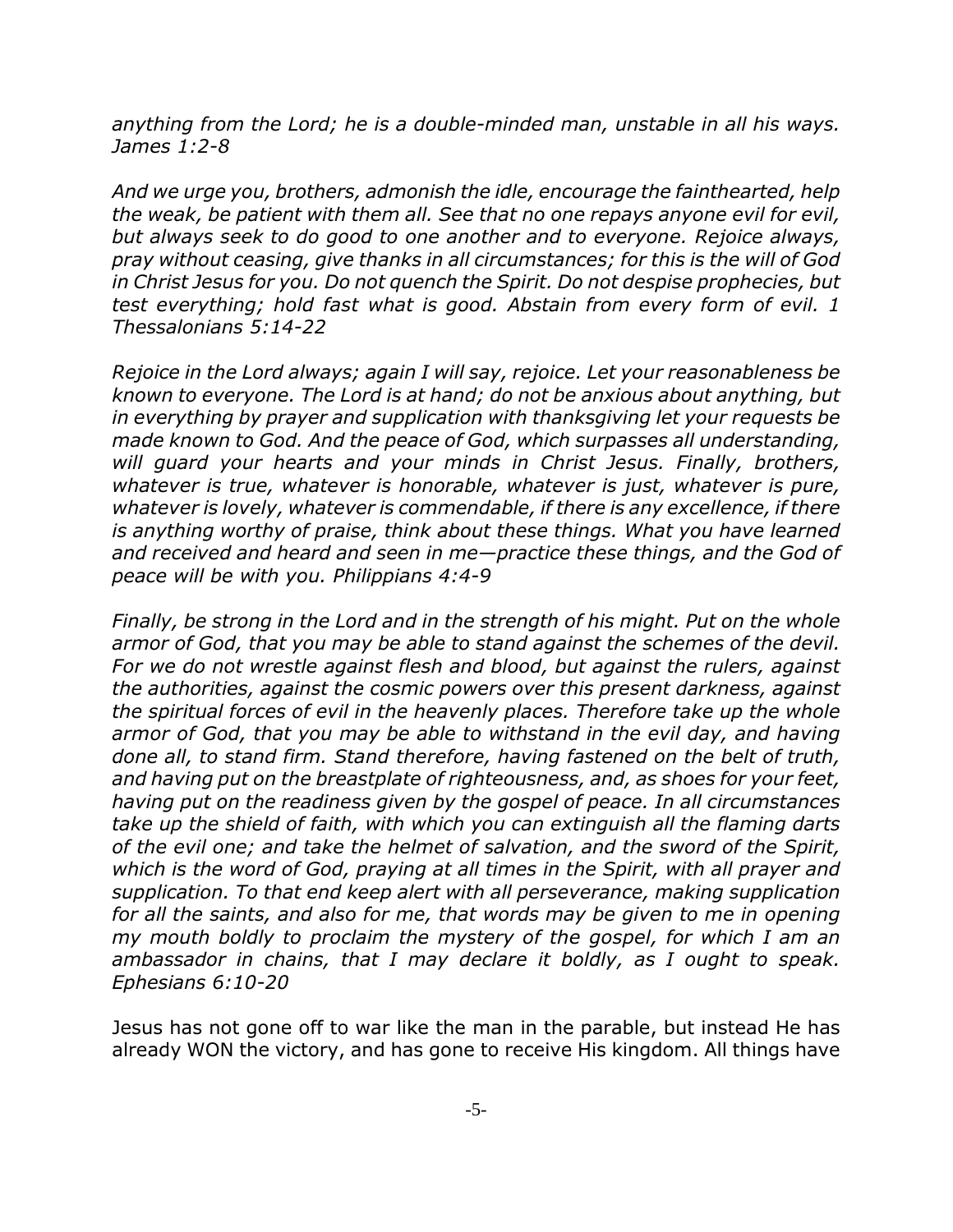*anything from the Lord; he is a double-minded man, unstable in all his ways. James 1:2-8*

*And we urge you, brothers, admonish the idle, encourage the fainthearted, help the weak, be patient with them all. See that no one repays anyone evil for evil, but always seek to do good to one another and to everyone. Rejoice always, pray without ceasing, give thanks in all circumstances; for this is the will of God in Christ Jesus for you. Do not quench the Spirit. Do not despise prophecies, but test everything; hold fast what is good. Abstain from every form of evil. 1 Thessalonians 5:14-22*

*Rejoice in the Lord always; again I will say, rejoice. Let your reasonableness be known to everyone. The Lord is at hand; do not be anxious about anything, but in everything by prayer and supplication with thanksgiving let your requests be made known to God. And the peace of God, which surpasses all understanding, will guard your hearts and your minds in Christ Jesus. Finally, brothers, whatever is true, whatever is honorable, whatever is just, whatever is pure, whatever is lovely, whatever is commendable, if there is any excellence, if there is anything worthy of praise, think about these things. What you have learned and received and heard and seen in me—practice these things, and the God of peace will be with you. Philippians 4:4-9*

*Finally, be strong in the Lord and in the strength of his might. Put on the whole armor of God, that you may be able to stand against the schemes of the devil. For we do not wrestle against flesh and blood, but against the rulers, against the authorities, against the cosmic powers over this present darkness, against the spiritual forces of evil in the heavenly places. Therefore take up the whole armor of God, that you may be able to withstand in the evil day, and having done all, to stand firm. Stand therefore, having fastened on the belt of truth, and having put on the breastplate of righteousness, and, as shoes for your feet, having put on the readiness given by the gospel of peace. In all circumstances take up the shield of faith, with which you can extinguish all the flaming darts of the evil one; and take the helmet of salvation, and the sword of the Spirit, which is the word of God, praying at all times in the Spirit, with all prayer and supplication. To that end keep alert with all perseverance, making supplication for all the saints, and also for me, that words may be given to me in opening my mouth boldly to proclaim the mystery of the gospel, for which I am an ambassador in chains, that I may declare it boldly, as I ought to speak. Ephesians 6:10-20*

Jesus has not gone off to war like the man in the parable, but instead He has already WON the victory, and has gone to receive His kingdom. All things have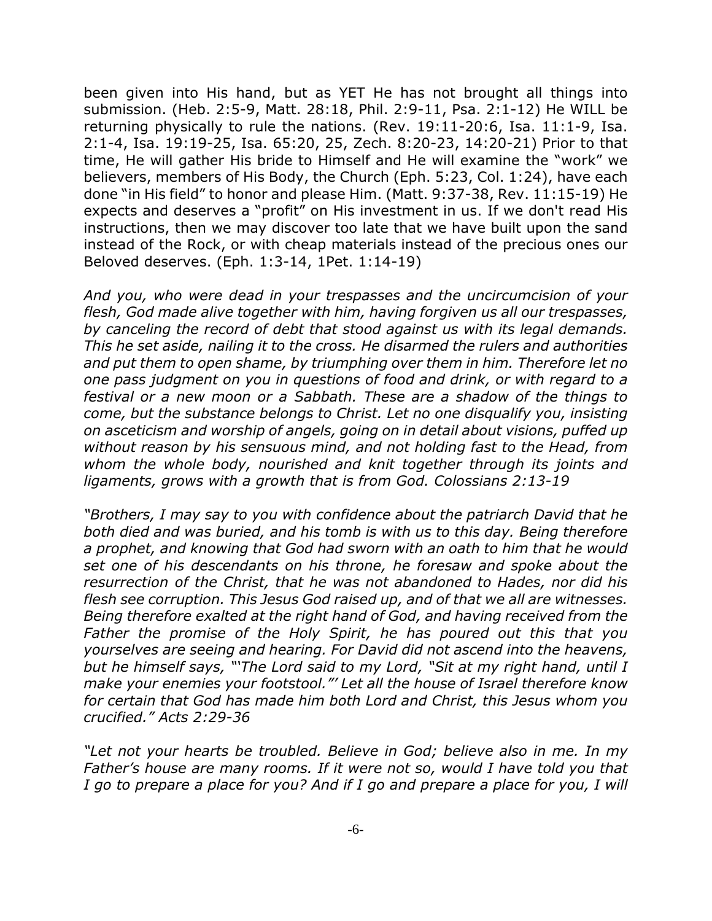been given into His hand, but as YET He has not brought all things into submission. (Heb. 2:5-9, Matt. 28:18, Phil. 2:9-11, Psa. 2:1-12) He WILL be returning physically to rule the nations. (Rev. 19:11-20:6, Isa. 11:1-9, Isa. 2:1-4, Isa. 19:19-25, Isa. 65:20, 25, Zech. 8:20-23, 14:20-21) Prior to that time, He will gather His bride to Himself and He will examine the "work" we believers, members of His Body, the Church (Eph. 5:23, Col. 1:24), have each done "in His field" to honor and please Him. (Matt. 9:37-38, Rev. 11:15-19) He expects and deserves a "profit" on His investment in us. If we don't read His instructions, then we may discover too late that we have built upon the sand instead of the Rock, or with cheap materials instead of the precious ones our Beloved deserves. (Eph. 1:3-14, 1Pet. 1:14-19)

*And you, who were dead in your trespasses and the uncircumcision of your flesh, God made alive together with him, having forgiven us all our trespasses, by canceling the record of debt that stood against us with its legal demands. This he set aside, nailing it to the cross. He disarmed the rulers and authorities and put them to open shame, by triumphing over them in him. Therefore let no one pass judgment on you in questions of food and drink, or with regard to a festival or a new moon or a Sabbath. These are a shadow of the things to come, but the substance belongs to Christ. Let no one disqualify you, insisting on asceticism and worship of angels, going on in detail about visions, puffed up without reason by his sensuous mind, and not holding fast to the Head, from whom the whole body, nourished and knit together through its joints and ligaments, grows with a growth that is from God. Colossians 2:13-19*

*"Brothers, I may say to you with confidence about the patriarch David that he both died and was buried, and his tomb is with us to this day. Being therefore a prophet, and knowing that God had sworn with an oath to him that he would set one of his descendants on his throne, he foresaw and spoke about the resurrection of the Christ, that he was not abandoned to Hades, nor did his flesh see corruption. This Jesus God raised up, and of that we all are witnesses. Being therefore exalted at the right hand of God, and having received from the Father the promise of the Holy Spirit, he has poured out this that you yourselves are seeing and hearing. For David did not ascend into the heavens, but he himself says, "'The Lord said to my Lord, "Sit at my right hand, until I make your enemies your footstool."' Let all the house of Israel therefore know for certain that God has made him both Lord and Christ, this Jesus whom you crucified." Acts 2:29-36*

*"Let not your hearts be troubled. Believe in God; believe also in me. In my Father's house are many rooms. If it were not so, would I have told you that I go to prepare a place for you? And if I go and prepare a place for you, I will*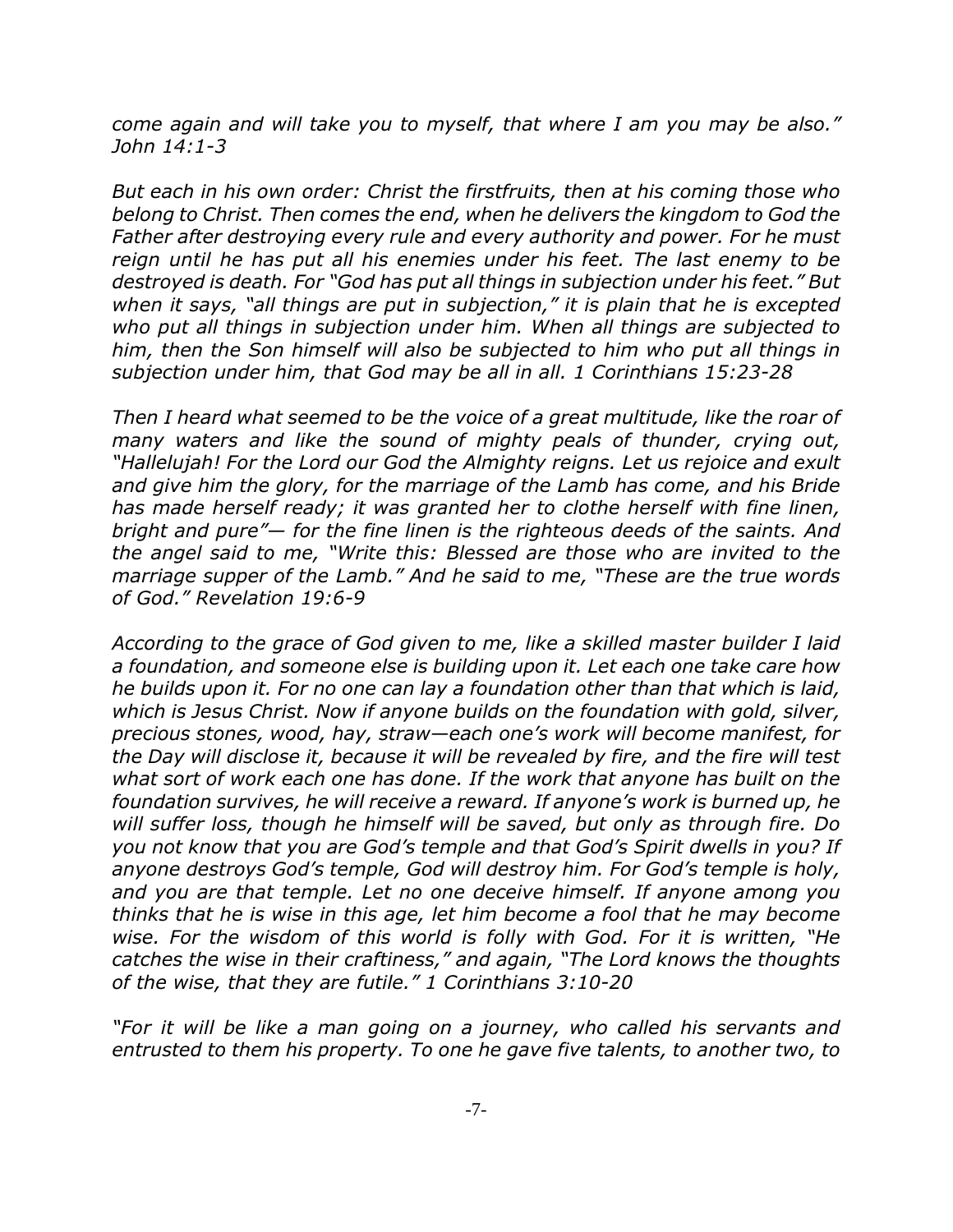*come again and will take you to myself, that where I am you may be also." John 14:1-3*

*But each in his own order: Christ the firstfruits, then at his coming those who belong to Christ. Then comes the end, when he delivers the kingdom to God the Father after destroying every rule and every authority and power. For he must reign until he has put all his enemies under his feet. The last enemy to be destroyed is death. For "God has put all things in subjection under his feet." But when it says, "all things are put in subjection," it is plain that he is excepted who put all things in subjection under him. When all things are subjected to him, then the Son himself will also be subjected to him who put all things in subjection under him, that God may be all in all. 1 Corinthians 15:23-28*

*Then I heard what seemed to be the voice of a great multitude, like the roar of many waters and like the sound of mighty peals of thunder, crying out, "Hallelujah! For the Lord our God the Almighty reigns. Let us rejoice and exult and give him the glory, for the marriage of the Lamb has come, and his Bride has made herself ready; it was granted her to clothe herself with fine linen, bright and pure"— for the fine linen is the righteous deeds of the saints. And the angel said to me, "Write this: Blessed are those who are invited to the marriage supper of the Lamb." And he said to me, "These are the true words of God." Revelation 19:6-9*

*According to the grace of God given to me, like a skilled master builder I laid a foundation, and someone else is building upon it. Let each one take care how he builds upon it. For no one can lay a foundation other than that which is laid, which is Jesus Christ. Now if anyone builds on the foundation with gold, silver, precious stones, wood, hay, straw—each one's work will become manifest, for the Day will disclose it, because it will be revealed by fire, and the fire will test what sort of work each one has done. If the work that anyone has built on the foundation survives, he will receive a reward. If anyone's work is burned up, he will suffer loss, though he himself will be saved, but only as through fire. Do you not know that you are God's temple and that God's Spirit dwells in you? If anyone destroys God's temple, God will destroy him. For God's temple is holy, and you are that temple. Let no one deceive himself. If anyone among you thinks that he is wise in this age, let him become a fool that he may become wise. For the wisdom of this world is folly with God. For it is written, "He catches the wise in their craftiness," and again, "The Lord knows the thoughts of the wise, that they are futile." 1 Corinthians 3:10-20*

*"For it will be like a man going on a journey, who called his servants and entrusted to them his property. To one he gave five talents, to another two, to*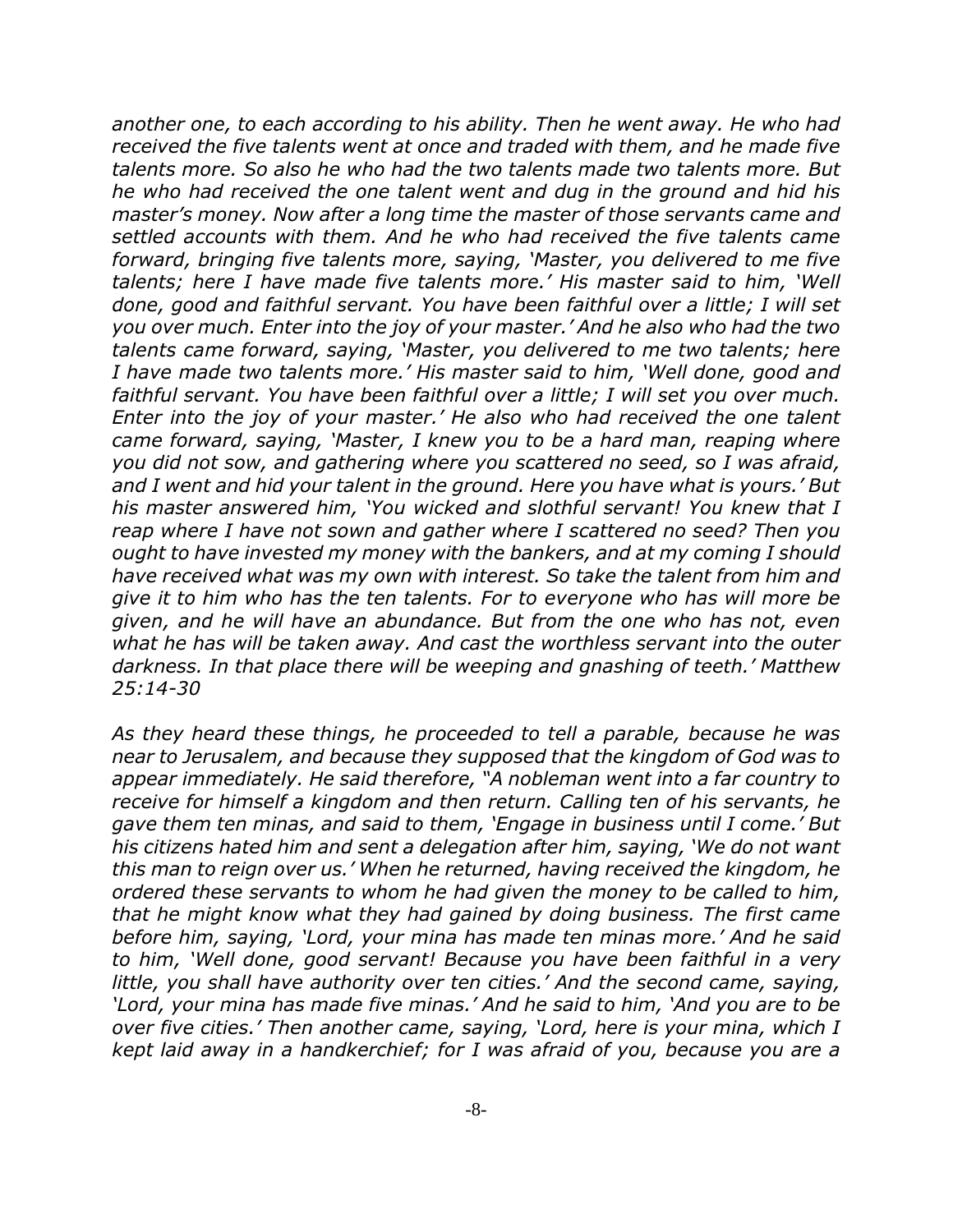*another one, to each according to his ability. Then he went away. He who had received the five talents went at once and traded with them, and he made five talents more. So also he who had the two talents made two talents more. But he who had received the one talent went and dug in the ground and hid his master's money. Now after a long time the master of those servants came and settled accounts with them. And he who had received the five talents came forward, bringing five talents more, saying, 'Master, you delivered to me five talents; here I have made five talents more.' His master said to him, 'Well done, good and faithful servant. You have been faithful over a little; I will set you over much. Enter into the joy of your master.' And he also who had the two talents came forward, saying, 'Master, you delivered to me two talents; here I have made two talents more.' His master said to him, 'Well done, good and faithful servant. You have been faithful over a little; I will set you over much. Enter into the joy of your master.' He also who had received the one talent came forward, saying, 'Master, I knew you to be a hard man, reaping where you did not sow, and gathering where you scattered no seed, so I was afraid, and I went and hid your talent in the ground. Here you have what is yours.' But his master answered him, 'You wicked and slothful servant! You knew that I reap where I have not sown and gather where I scattered no seed? Then you ought to have invested my money with the bankers, and at my coming I should have received what was my own with interest. So take the talent from him and give it to him who has the ten talents. For to everyone who has will more be given, and he will have an abundance. But from the one who has not, even what he has will be taken away. And cast the worthless servant into the outer darkness. In that place there will be weeping and gnashing of teeth.' Matthew 25:14-30*

*As they heard these things, he proceeded to tell a parable, because he was near to Jerusalem, and because they supposed that the kingdom of God was to appear immediately. He said therefore, "A nobleman went into a far country to receive for himself a kingdom and then return. Calling ten of his servants, he gave them ten minas, and said to them, 'Engage in business until I come.' But his citizens hated him and sent a delegation after him, saying, 'We do not want this man to reign over us.' When he returned, having received the kingdom, he ordered these servants to whom he had given the money to be called to him, that he might know what they had gained by doing business. The first came before him, saying, 'Lord, your mina has made ten minas more.' And he said to him, 'Well done, good servant! Because you have been faithful in a very little, you shall have authority over ten cities.' And the second came, saying, 'Lord, your mina has made five minas.' And he said to him, 'And you are to be over five cities.' Then another came, saying, 'Lord, here is your mina, which I kept laid away in a handkerchief; for I was afraid of you, because you are a*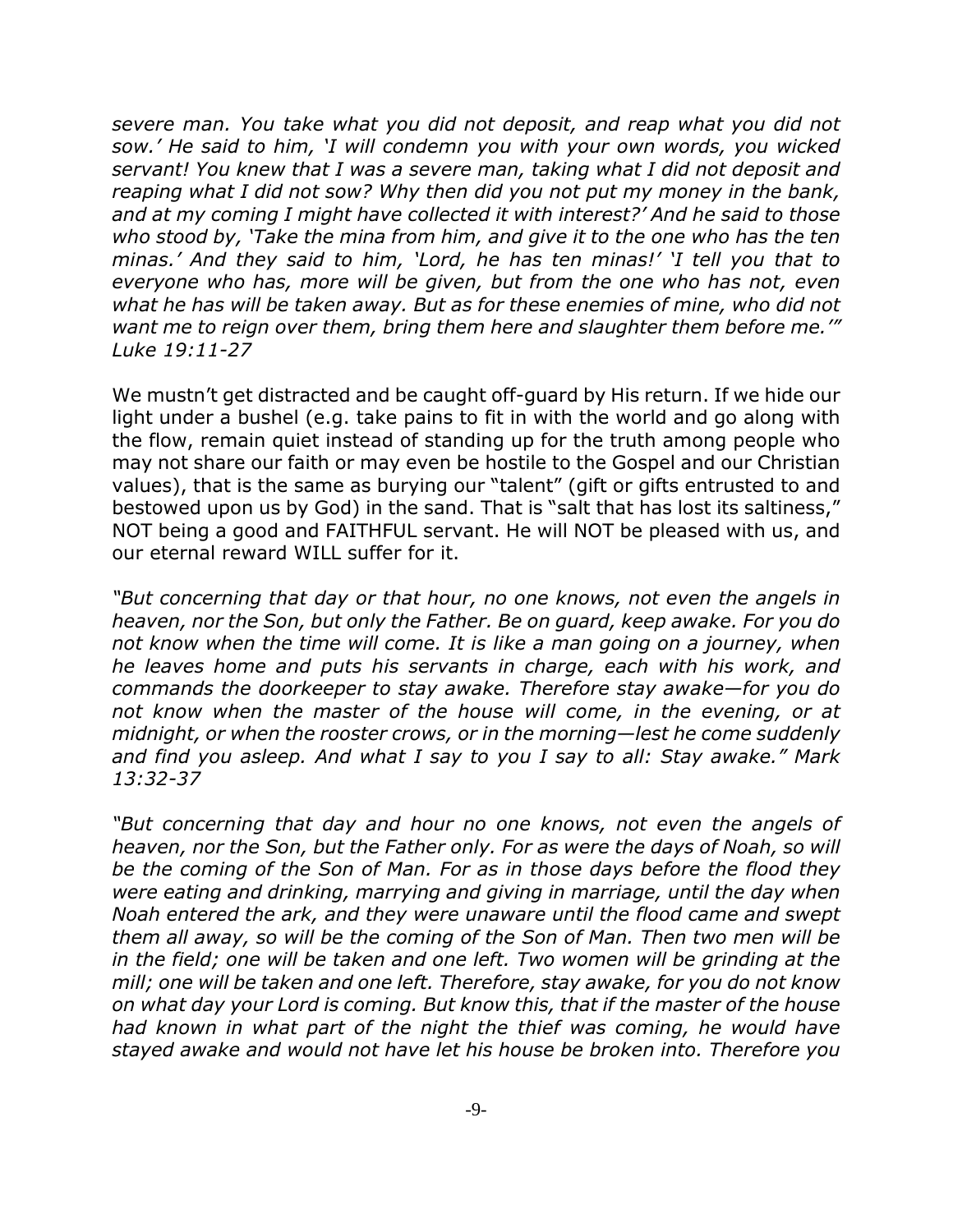*severe man. You take what you did not deposit, and reap what you did not sow.' He said to him, 'I will condemn you with your own words, you wicked servant! You knew that I was a severe man, taking what I did not deposit and reaping what I did not sow? Why then did you not put my money in the bank, and at my coming I might have collected it with interest?' And he said to those who stood by, 'Take the mina from him, and give it to the one who has the ten minas.' And they said to him, 'Lord, he has ten minas!' 'I tell you that to everyone who has, more will be given, but from the one who has not, even what he has will be taken away. But as for these enemies of mine, who did not want me to reign over them, bring them here and slaughter them before me.'" Luke 19:11-27*

We mustn't get distracted and be caught off-guard by His return. If we hide our light under a bushel (e.g. take pains to fit in with the world and go along with the flow, remain quiet instead of standing up for the truth among people who may not share our faith or may even be hostile to the Gospel and our Christian values), that is the same as burying our "talent" (gift or gifts entrusted to and bestowed upon us by God) in the sand. That is "salt that has lost its saltiness," NOT being a good and FAITHFUL servant. He will NOT be pleased with us, and our eternal reward WILL suffer for it.

*"But concerning that day or that hour, no one knows, not even the angels in heaven, nor the Son, but only the Father. Be on guard, keep awake. For you do not know when the time will come. It is like a man going on a journey, when he leaves home and puts his servants in charge, each with his work, and commands the doorkeeper to stay awake. Therefore stay awake—for you do not know when the master of the house will come, in the evening, or at midnight, or when the rooster crows, or in the morning—lest he come suddenly and find you asleep. And what I say to you I say to all: Stay awake." Mark 13:32-37*

*"But concerning that day and hour no one knows, not even the angels of heaven, nor the Son, but the Father only. For as were the days of Noah, so will be the coming of the Son of Man. For as in those days before the flood they were eating and drinking, marrying and giving in marriage, until the day when Noah entered the ark, and they were unaware until the flood came and swept them all away, so will be the coming of the Son of Man. Then two men will be in the field; one will be taken and one left. Two women will be grinding at the mill; one will be taken and one left. Therefore, stay awake, for you do not know on what day your Lord is coming. But know this, that if the master of the house had known in what part of the night the thief was coming, he would have stayed awake and would not have let his house be broken into. Therefore you*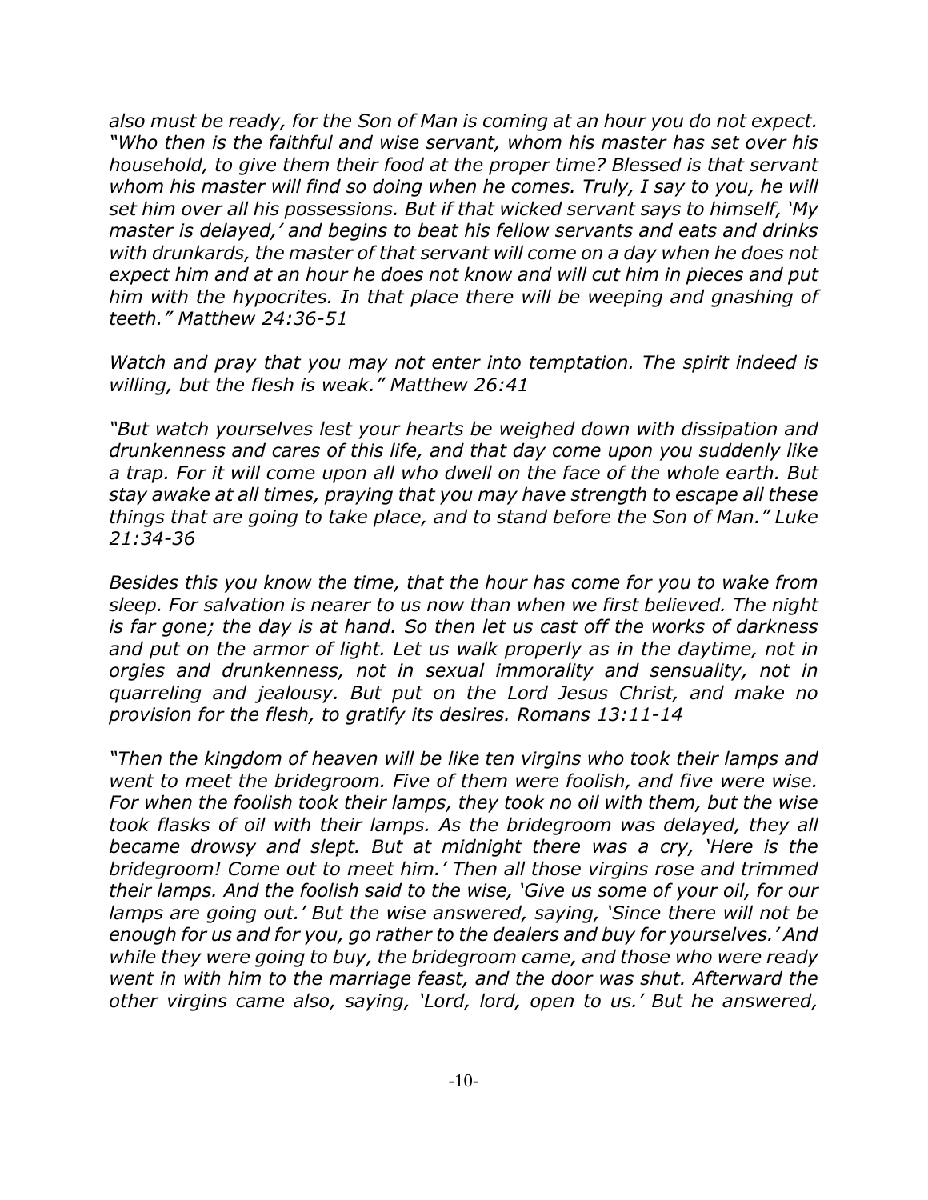*also must be ready, for the Son of Man is coming at an hour you do not expect. "Who then is the faithful and wise servant, whom his master has set over his household, to give them their food at the proper time? Blessed is that servant whom his master will find so doing when he comes. Truly, I say to you, he will set him over all his possessions. But if that wicked servant says to himself, 'My master is delayed,' and begins to beat his fellow servants and eats and drinks with drunkards, the master of that servant will come on a day when he does not expect him and at an hour he does not know and will cut him in pieces and put him with the hypocrites. In that place there will be weeping and gnashing of teeth." Matthew 24:36-51*

*Watch and pray that you may not enter into temptation. The spirit indeed is willing, but the flesh is weak." Matthew 26:41*

*"But watch yourselves lest your hearts be weighed down with dissipation and drunkenness and cares of this life, and that day come upon you suddenly like a trap. For it will come upon all who dwell on the face of the whole earth. But stay awake at all times, praying that you may have strength to escape all these things that are going to take place, and to stand before the Son of Man." Luke 21:34-36*

*Besides this you know the time, that the hour has come for you to wake from sleep. For salvation is nearer to us now than when we first believed. The night is far gone; the day is at hand. So then let us cast off the works of darkness and put on the armor of light. Let us walk properly as in the daytime, not in orgies and drunkenness, not in sexual immorality and sensuality, not in quarreling and jealousy. But put on the Lord Jesus Christ, and make no provision for the flesh, to gratify its desires. Romans 13:11-14*

*"Then the kingdom of heaven will be like ten virgins who took their lamps and went to meet the bridegroom. Five of them were foolish, and five were wise. For when the foolish took their lamps, they took no oil with them, but the wise took flasks of oil with their lamps. As the bridegroom was delayed, they all became drowsy and slept. But at midnight there was a cry, 'Here is the bridegroom! Come out to meet him.' Then all those virgins rose and trimmed their lamps. And the foolish said to the wise, 'Give us some of your oil, for our lamps are going out.' But the wise answered, saying, 'Since there will not be enough for us and for you, go rather to the dealers and buy for yourselves.' And while they were going to buy, the bridegroom came, and those who were ready went in with him to the marriage feast, and the door was shut. Afterward the other virgins came also, saying, 'Lord, lord, open to us.' But he answered,*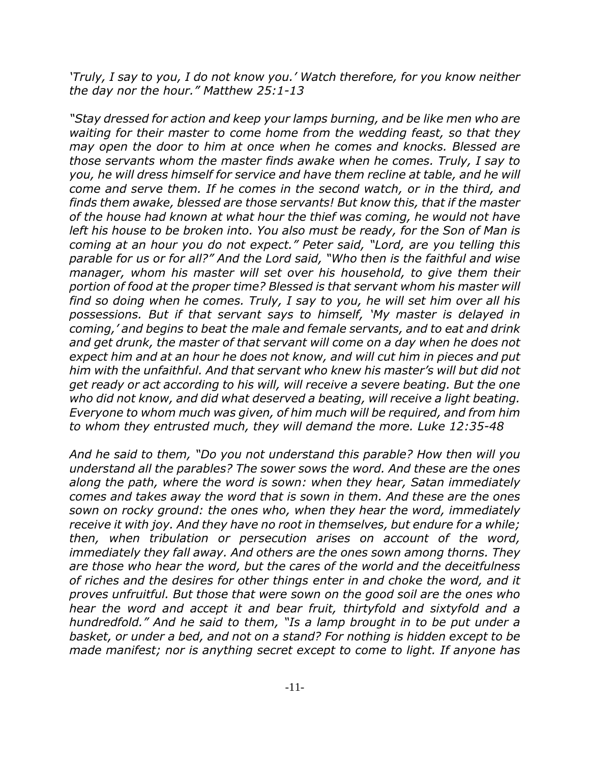*'Truly, I say to you, I do not know you.' Watch therefore, for you know neither the day nor the hour." Matthew 25:1-13*

*"Stay dressed for action and keep your lamps burning, and be like men who are waiting for their master to come home from the wedding feast, so that they may open the door to him at once when he comes and knocks. Blessed are those servants whom the master finds awake when he comes. Truly, I say to you, he will dress himself for service and have them recline at table, and he will come and serve them. If he comes in the second watch, or in the third, and finds them awake, blessed are those servants! But know this, that if the master of the house had known at what hour the thief was coming, he would not have left his house to be broken into. You also must be ready, for the Son of Man is coming at an hour you do not expect." Peter said, "Lord, are you telling this parable for us or for all?" And the Lord said, "Who then is the faithful and wise manager, whom his master will set over his household, to give them their portion of food at the proper time? Blessed is that servant whom his master will find so doing when he comes. Truly, I say to you, he will set him over all his possessions. But if that servant says to himself, 'My master is delayed in coming,' and begins to beat the male and female servants, and to eat and drink and get drunk, the master of that servant will come on a day when he does not expect him and at an hour he does not know, and will cut him in pieces and put him with the unfaithful. And that servant who knew his master's will but did not get ready or act according to his will, will receive a severe beating. But the one who did not know, and did what deserved a beating, will receive a light beating. Everyone to whom much was given, of him much will be required, and from him to whom they entrusted much, they will demand the more. Luke 12:35-48*

*And he said to them, "Do you not understand this parable? How then will you understand all the parables? The sower sows the word. And these are the ones along the path, where the word is sown: when they hear, Satan immediately comes and takes away the word that is sown in them. And these are the ones sown on rocky ground: the ones who, when they hear the word, immediately receive it with joy. And they have no root in themselves, but endure for a while; then, when tribulation or persecution arises on account of the word, immediately they fall away. And others are the ones sown among thorns. They are those who hear the word, but the cares of the world and the deceitfulness of riches and the desires for other things enter in and choke the word, and it proves unfruitful. But those that were sown on the good soil are the ones who hear the word and accept it and bear fruit, thirtyfold and sixtyfold and a hundredfold." And he said to them, "Is a lamp brought in to be put under a basket, or under a bed, and not on a stand? For nothing is hidden except to be made manifest; nor is anything secret except to come to light. If anyone has*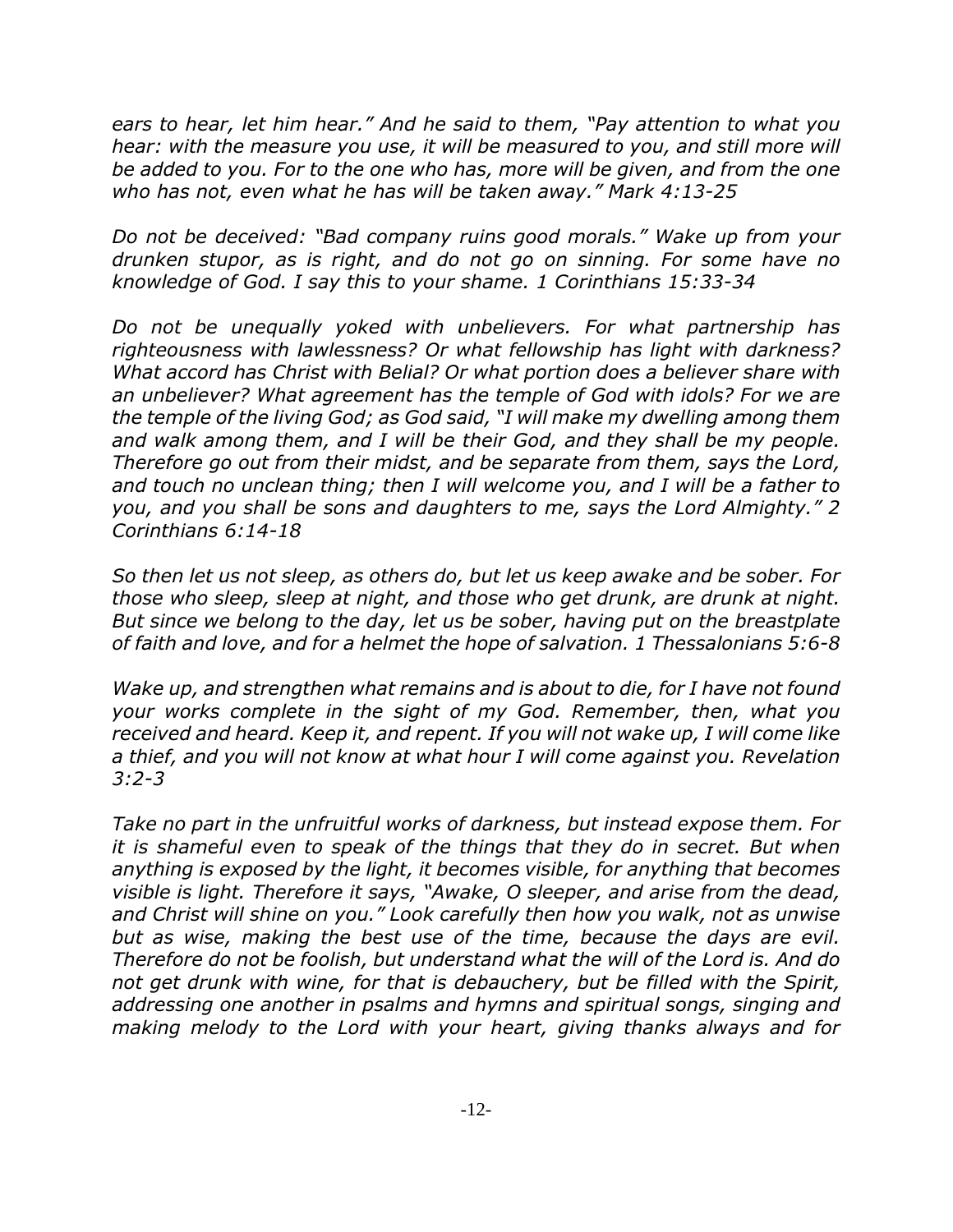*ears to hear, let him hear." And he said to them, "Pay attention to what you hear: with the measure you use, it will be measured to you, and still more will be added to you. For to the one who has, more will be given, and from the one who has not, even what he has will be taken away." Mark 4:13-25*

*Do not be deceived: "Bad company ruins good morals." Wake up from your drunken stupor, as is right, and do not go on sinning. For some have no knowledge of God. I say this to your shame. 1 Corinthians 15:33-34*

*Do not be unequally yoked with unbelievers. For what partnership has righteousness with lawlessness? Or what fellowship has light with darkness? What accord has Christ with Belial? Or what portion does a believer share with an unbeliever? What agreement has the temple of God with idols? For we are the temple of the living God; as God said, "I will make my dwelling among them and walk among them, and I will be their God, and they shall be my people. Therefore go out from their midst, and be separate from them, says the Lord, and touch no unclean thing; then I will welcome you, and I will be a father to you, and you shall be sons and daughters to me, says the Lord Almighty." 2 Corinthians 6:14-18*

*So then let us not sleep, as others do, but let us keep awake and be sober. For those who sleep, sleep at night, and those who get drunk, are drunk at night. But since we belong to the day, let us be sober, having put on the breastplate of faith and love, and for a helmet the hope of salvation. 1 Thessalonians 5:6-8*

*Wake up, and strengthen what remains and is about to die, for I have not found your works complete in the sight of my God. Remember, then, what you received and heard. Keep it, and repent. If you will not wake up, I will come like a thief, and you will not know at what hour I will come against you. Revelation 3:2-3*

*Take no part in the unfruitful works of darkness, but instead expose them. For it is shameful even to speak of the things that they do in secret. But when anything is exposed by the light, it becomes visible, for anything that becomes visible is light. Therefore it says, "Awake, O sleeper, and arise from the dead, and Christ will shine on you." Look carefully then how you walk, not as unwise but as wise, making the best use of the time, because the days are evil. Therefore do not be foolish, but understand what the will of the Lord is. And do not get drunk with wine, for that is debauchery, but be filled with the Spirit, addressing one another in psalms and hymns and spiritual songs, singing and making melody to the Lord with your heart, giving thanks always and for*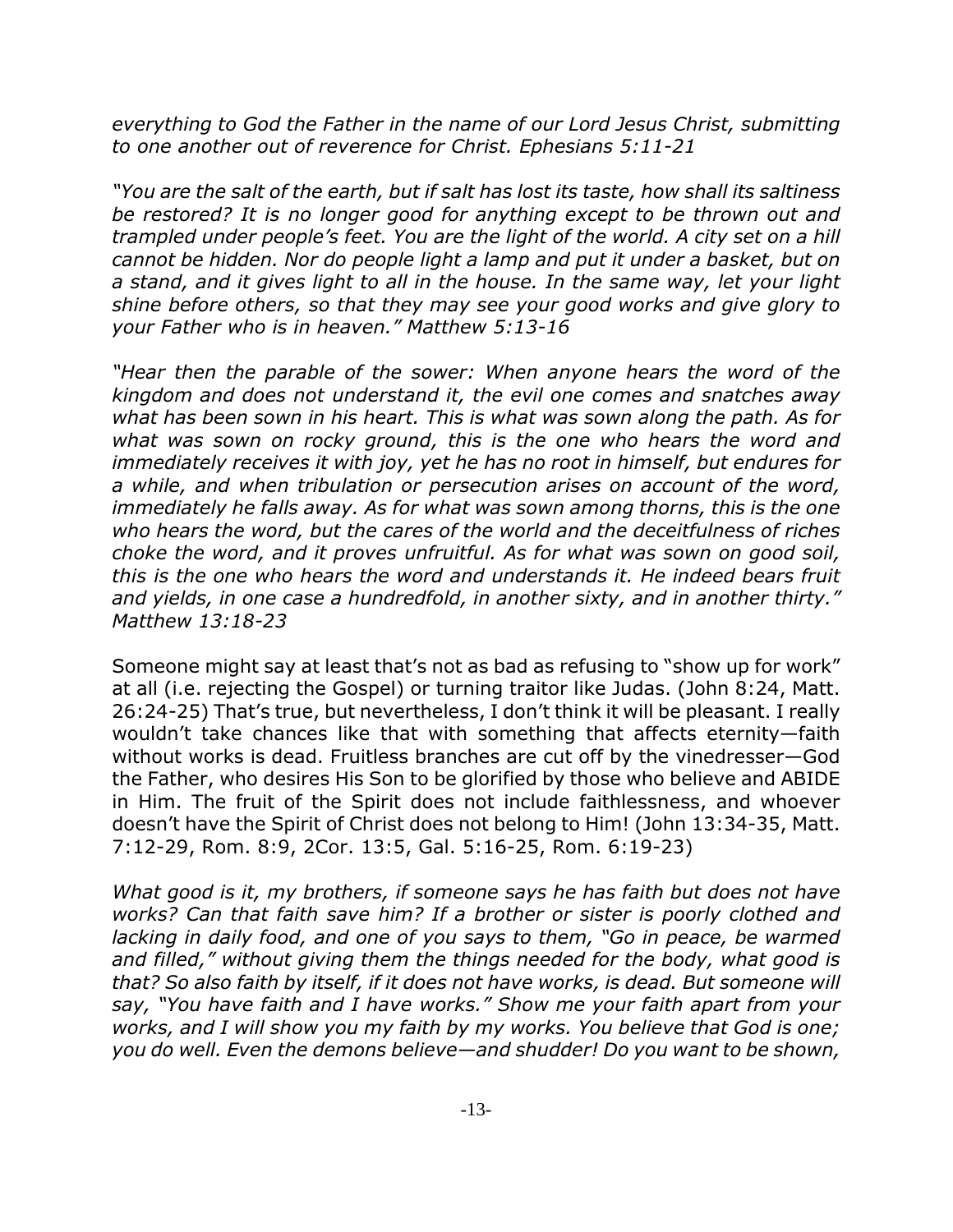*everything to God the Father in the name of our Lord Jesus Christ, submitting to one another out of reverence for Christ. Ephesians 5:11-21*

*"You are the salt of the earth, but if salt has lost its taste, how shall its saltiness be restored? It is no longer good for anything except to be thrown out and trampled under people's feet. You are the light of the world. A city set on a hill cannot be hidden. Nor do people light a lamp and put it under a basket, but on a stand, and it gives light to all in the house. In the same way, let your light shine before others, so that they may see your good works and give glory to your Father who is in heaven." Matthew 5:13-16*

*"Hear then the parable of the sower: When anyone hears the word of the kingdom and does not understand it, the evil one comes and snatches away what has been sown in his heart. This is what was sown along the path. As for what was sown on rocky ground, this is the one who hears the word and immediately receives it with joy, yet he has no root in himself, but endures for a while, and when tribulation or persecution arises on account of the word, immediately he falls away. As for what was sown among thorns, this is the one who hears the word, but the cares of the world and the deceitfulness of riches choke the word, and it proves unfruitful. As for what was sown on good soil, this is the one who hears the word and understands it. He indeed bears fruit and yields, in one case a hundredfold, in another sixty, and in another thirty." Matthew 13:18-23*

Someone might say at least that's not as bad as refusing to "show up for work" at all (i.e. rejecting the Gospel) or turning traitor like Judas. (John 8:24, Matt. 26:24-25) That's true, but nevertheless, I don't think it will be pleasant. I really wouldn't take chances like that with something that affects eternity—faith without works is dead. Fruitless branches are cut off by the vinedresser—God the Father, who desires His Son to be glorified by those who believe and ABIDE in Him. The fruit of the Spirit does not include faithlessness, and whoever doesn't have the Spirit of Christ does not belong to Him! (John 13:34-35, Matt. 7:12-29, Rom. 8:9, 2Cor. 13:5, Gal. 5:16-25, Rom. 6:19-23)

*What good is it, my brothers, if someone says he has faith but does not have works? Can that faith save him? If a brother or sister is poorly clothed and lacking in daily food, and one of you says to them, "Go in peace, be warmed and filled," without giving them the things needed for the body, what good is that? So also faith by itself, if it does not have works, is dead. But someone will say, "You have faith and I have works." Show me your faith apart from your works, and I will show you my faith by my works. You believe that God is one; you do well. Even the demons believe—and shudder! Do you want to be shown,*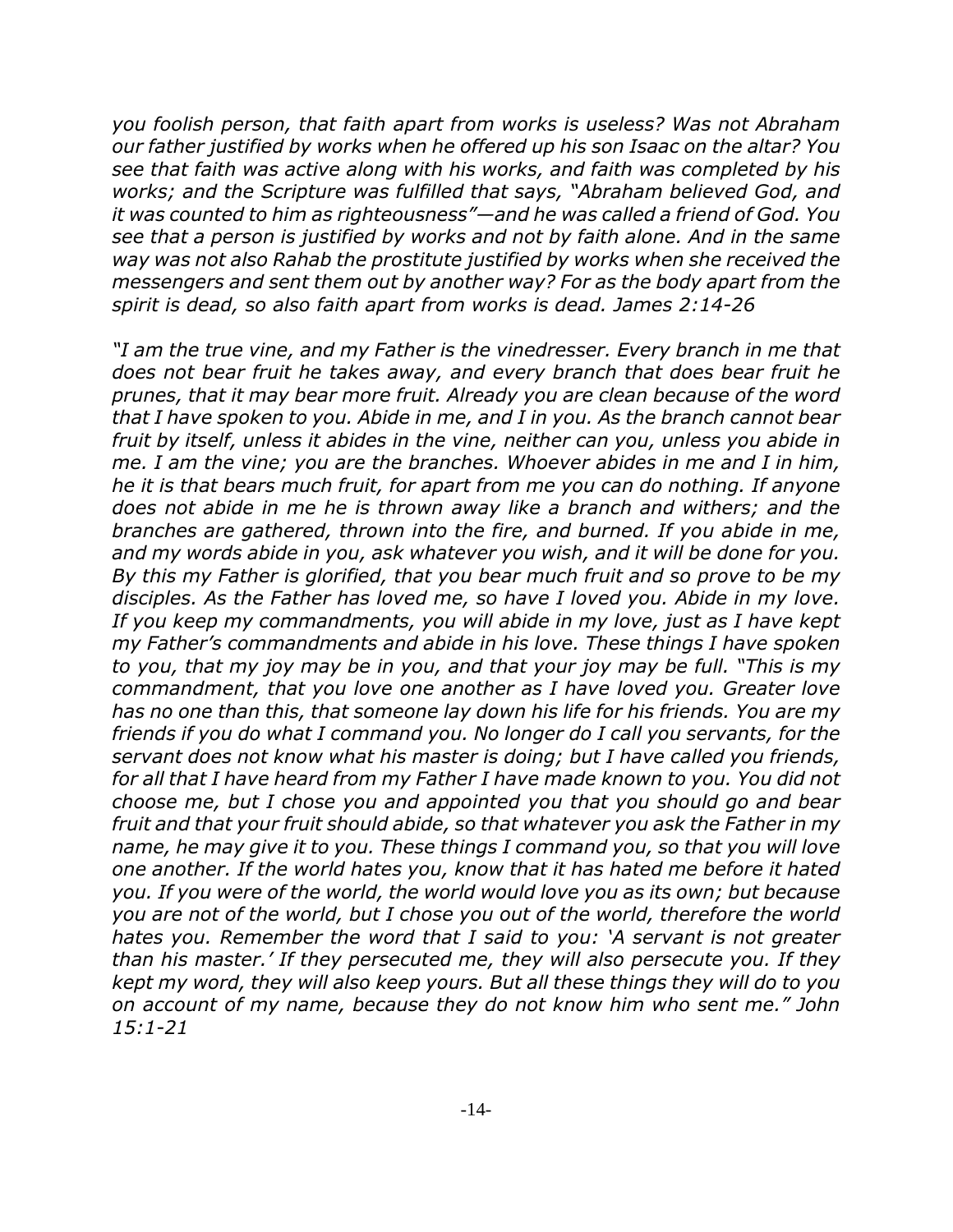*you foolish person, that faith apart from works is useless? Was not Abraham our father justified by works when he offered up his son Isaac on the altar? You see that faith was active along with his works, and faith was completed by his works; and the Scripture was fulfilled that says, "Abraham believed God, and it was counted to him as righteousness"—and he was called a friend of God. You see that a person is justified by works and not by faith alone. And in the same way was not also Rahab the prostitute justified by works when she received the messengers and sent them out by another way? For as the body apart from the spirit is dead, so also faith apart from works is dead. James 2:14-26*

*"I am the true vine, and my Father is the vinedresser. Every branch in me that does not bear fruit he takes away, and every branch that does bear fruit he prunes, that it may bear more fruit. Already you are clean because of the word that I have spoken to you. Abide in me, and I in you. As the branch cannot bear fruit by itself, unless it abides in the vine, neither can you, unless you abide in me. I am the vine; you are the branches. Whoever abides in me and I in him, he it is that bears much fruit, for apart from me you can do nothing. If anyone does not abide in me he is thrown away like a branch and withers; and the branches are gathered, thrown into the fire, and burned. If you abide in me, and my words abide in you, ask whatever you wish, and it will be done for you. By this my Father is glorified, that you bear much fruit and so prove to be my disciples. As the Father has loved me, so have I loved you. Abide in my love. If you keep my commandments, you will abide in my love, just as I have kept my Father's commandments and abide in his love. These things I have spoken to you, that my joy may be in you, and that your joy may be full. "This is my commandment, that you love one another as I have loved you. Greater love has no one than this, that someone lay down his life for his friends. You are my friends if you do what I command you. No longer do I call you servants, for the servant does not know what his master is doing; but I have called you friends, for all that I have heard from my Father I have made known to you. You did not choose me, but I chose you and appointed you that you should go and bear fruit and that your fruit should abide, so that whatever you ask the Father in my name, he may give it to you. These things I command you, so that you will love one another. If the world hates you, know that it has hated me before it hated you. If you were of the world, the world would love you as its own; but because you are not of the world, but I chose you out of the world, therefore the world hates you. Remember the word that I said to you: 'A servant is not greater than his master.' If they persecuted me, they will also persecute you. If they kept my word, they will also keep yours. But all these things they will do to you on account of my name, because they do not know him who sent me." John 15:1-21*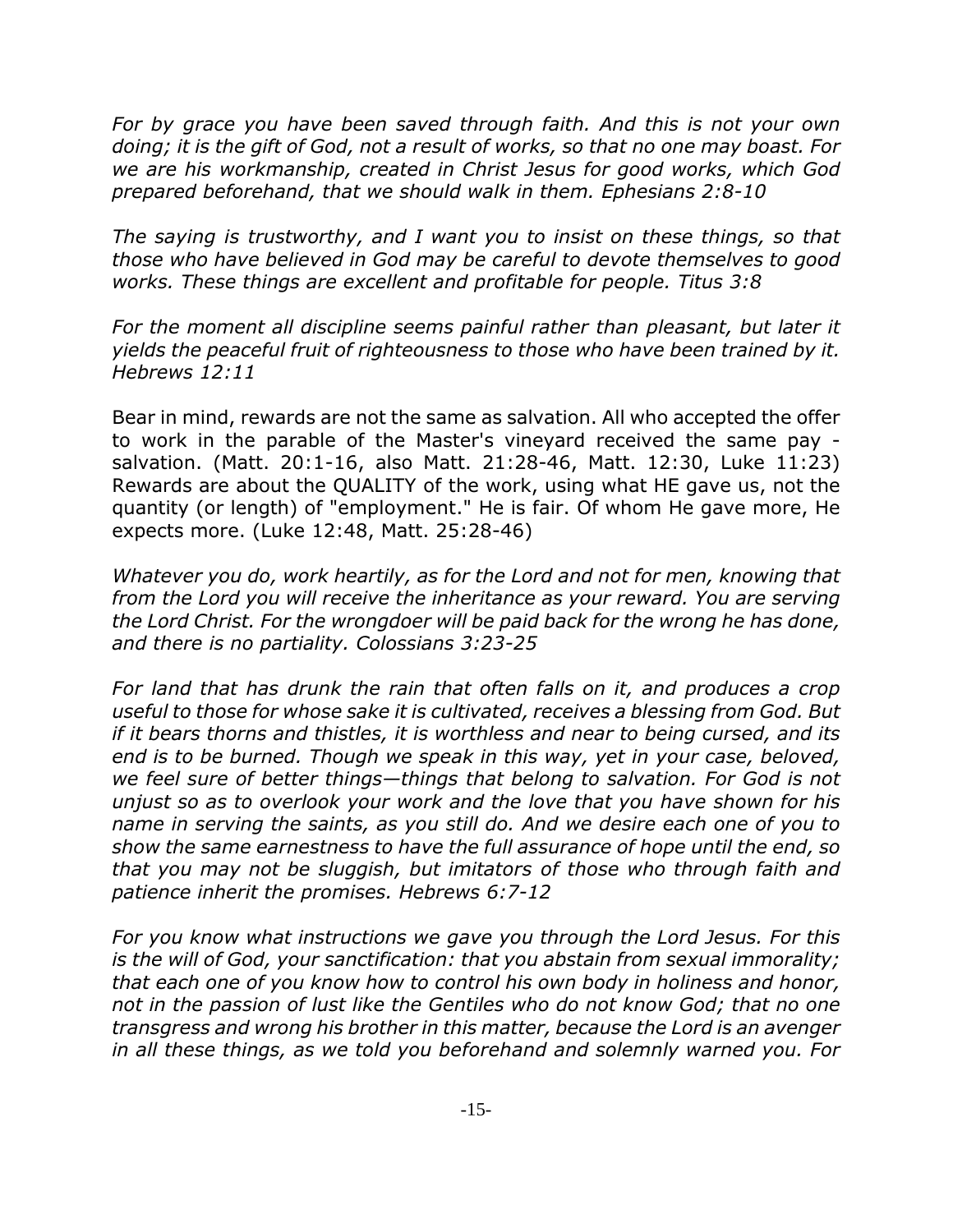*For by grace you have been saved through faith. And this is not your own doing; it is the gift of God, not a result of works, so that no one may boast. For we are his workmanship, created in Christ Jesus for good works, which God prepared beforehand, that we should walk in them. Ephesians 2:8-10*

*The saying is trustworthy, and I want you to insist on these things, so that those who have believed in God may be careful to devote themselves to good works. These things are excellent and profitable for people. Titus 3:8*

*For the moment all discipline seems painful rather than pleasant, but later it yields the peaceful fruit of righteousness to those who have been trained by it. Hebrews 12:11*

Bear in mind, rewards are not the same as salvation. All who accepted the offer to work in the parable of the Master's vineyard received the same pay - salvation. (Matt. 20:1-16, also Matt. 21:28-46, Matt. 12:30, Luke 11:23) Rewards are about the QUALITY of the work, using what HE gave us, not the quantity (or length) of "employment." He is fair. Of whom He gave more, He expects more. (Luke 12:48, Matt. 25:28-46)

*Whatever you do, work heartily, as for the Lord and not for men, knowing that from the Lord you will receive the inheritance as your reward. You are serving the Lord Christ. For the wrongdoer will be paid back for the wrong he has done, and there is no partiality. Colossians 3:23-25*

*For land that has drunk the rain that often falls on it, and produces a crop useful to those for whose sake it is cultivated, receives a blessing from God. But if it bears thorns and thistles, it is worthless and near to being cursed, and its end is to be burned. Though we speak in this way, yet in your case, beloved, we feel sure of better things—things that belong to salvation. For God is not unjust so as to overlook your work and the love that you have shown for his name in serving the saints, as you still do. And we desire each one of you to show the same earnestness to have the full assurance of hope until the end, so that you may not be sluggish, but imitators of those who through faith and patience inherit the promises. Hebrews 6:7-12*

*For you know what instructions we gave you through the Lord Jesus. For this is the will of God, your sanctification: that you abstain from sexual immorality; that each one of you know how to control his own body in holiness and honor, not in the passion of lust like the Gentiles who do not know God; that no one transgress and wrong his brother in this matter, because the Lord is an avenger in all these things, as we told you beforehand and solemnly warned you. For*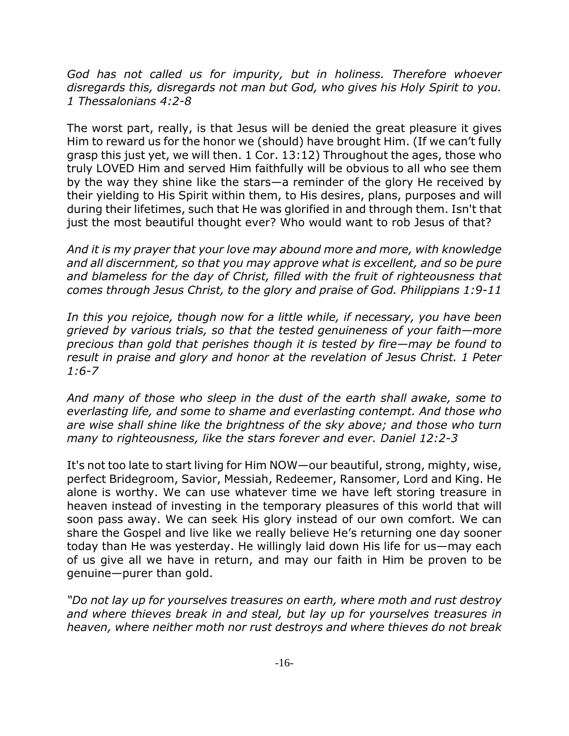*God has not called us for impurity, but in holiness. Therefore whoever disregards this, disregards not man but God, who gives his Holy Spirit to you. 1 Thessalonians 4:2-8*

The worst part, really, is that Jesus will be denied the great pleasure it gives Him to reward us for the honor we (should) have brought Him. (If we can't fully grasp this just yet, we will then. 1 Cor. 13:12) Throughout the ages, those who truly LOVED Him and served Him faithfully will be obvious to all who see them by the way they shine like the stars—a reminder of the glory He received by their yielding to His Spirit within them, to His desires, plans, purposes and will during their lifetimes, such that He was glorified in and through them. Isn't that just the most beautiful thought ever? Who would want to rob Jesus of that?

*And it is my prayer that your love may abound more and more, with knowledge and all discernment, so that you may approve what is excellent, and so be pure and blameless for the day of Christ, filled with the fruit of righteousness that comes through Jesus Christ, to the glory and praise of God. Philippians 1:9-11*

*In this you rejoice, though now for a little while, if necessary, you have been grieved by various trials, so that the tested genuineness of your faith—more precious than gold that perishes though it is tested by fire—may be found to result in praise and glory and honor at the revelation of Jesus Christ. 1 Peter 1:6-7*

*And many of those who sleep in the dust of the earth shall awake, some to everlasting life, and some to shame and everlasting contempt. And those who are wise shall shine like the brightness of the sky above; and those who turn many to righteousness, like the stars forever and ever. Daniel 12:2-3*

It's not too late to start living for Him NOW—our beautiful, strong, mighty, wise, perfect Bridegroom, Savior, Messiah, Redeemer, Ransomer, Lord and King. He alone is worthy. We can use whatever time we have left storing treasure in heaven instead of investing in the temporary pleasures of this world that will soon pass away. We can seek His glory instead of our own comfort. We can share the Gospel and live like we really believe He's returning one day sooner today than He was yesterday. He willingly laid down His life for us—may each of us give all we have in return, and may our faith in Him be proven to be genuine—purer than gold.

*"Do not lay up for yourselves treasures on earth, where moth and rust destroy and where thieves break in and steal, but lay up for yourselves treasures in heaven, where neither moth nor rust destroys and where thieves do not break*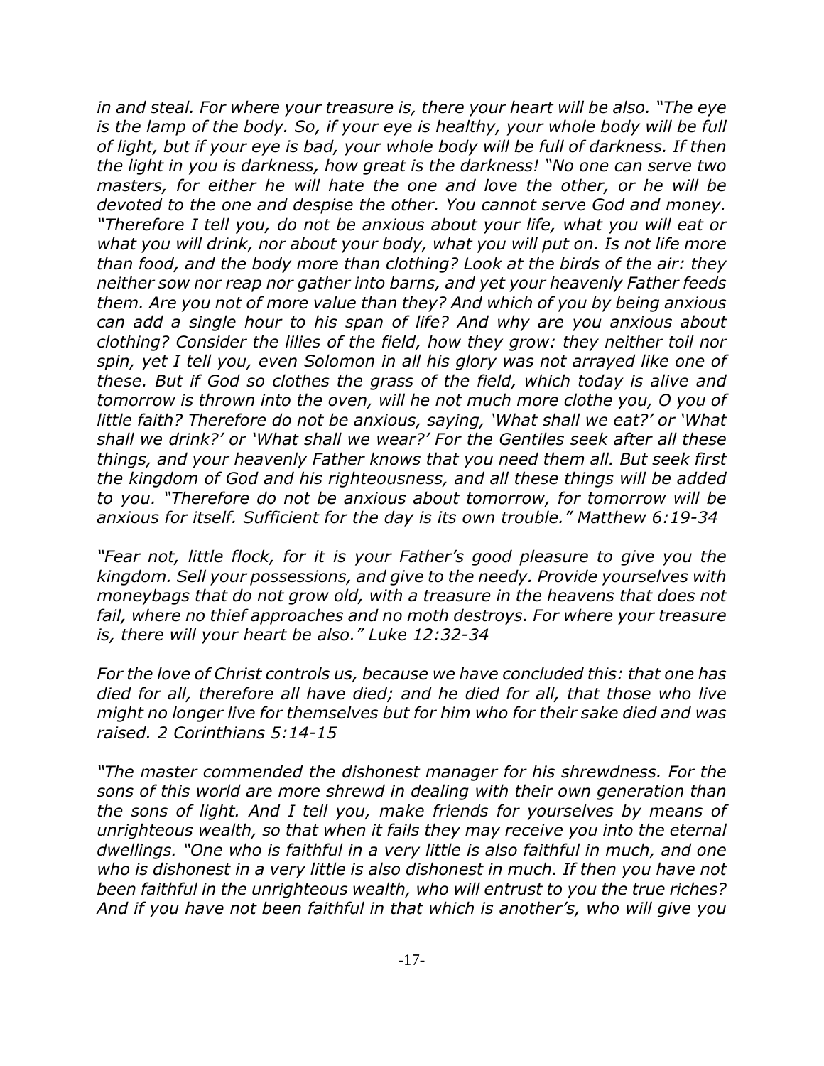*in and steal. For where your treasure is, there your heart will be also. "The eye is the lamp of the body. So, if your eye is healthy, your whole body will be full of light, but if your eye is bad, your whole body will be full of darkness. If then the light in you is darkness, how great is the darkness! "No one can serve two masters, for either he will hate the one and love the other, or he will be devoted to the one and despise the other. You cannot serve God and money. "Therefore I tell you, do not be anxious about your life, what you will eat or what you will drink, nor about your body, what you will put on. Is not life more than food, and the body more than clothing? Look at the birds of the air: they neither sow nor reap nor gather into barns, and yet your heavenly Father feeds them. Are you not of more value than they? And which of you by being anxious can add a single hour to his span of life? And why are you anxious about clothing? Consider the lilies of the field, how they grow: they neither toil nor spin, yet I tell you, even Solomon in all his glory was not arrayed like one of these. But if God so clothes the grass of the field, which today is alive and tomorrow is thrown into the oven, will he not much more clothe you, O you of little faith? Therefore do not be anxious, saying, 'What shall we eat?' or 'What shall we drink?' or 'What shall we wear?' For the Gentiles seek after all these things, and your heavenly Father knows that you need them all. But seek first the kingdom of God and his righteousness, and all these things will be added to you. "Therefore do not be anxious about tomorrow, for tomorrow will be anxious for itself. Sufficient for the day is its own trouble." Matthew 6:19-34*

*"Fear not, little flock, for it is your Father's good pleasure to give you the kingdom. Sell your possessions, and give to the needy. Provide yourselves with moneybags that do not grow old, with a treasure in the heavens that does not fail, where no thief approaches and no moth destroys. For where your treasure is, there will your heart be also." Luke 12:32-34*

*For the love of Christ controls us, because we have concluded this: that one has died for all, therefore all have died; and he died for all, that those who live might no longer live for themselves but for him who for their sake died and was raised. 2 Corinthians 5:14-15*

*"The master commended the dishonest manager for his shrewdness. For the sons of this world are more shrewd in dealing with their own generation than the sons of light. And I tell you, make friends for yourselves by means of unrighteous wealth, so that when it fails they may receive you into the eternal dwellings. "One who is faithful in a very little is also faithful in much, and one who is dishonest in a very little is also dishonest in much. If then you have not been faithful in the unrighteous wealth, who will entrust to you the true riches? And if you have not been faithful in that which is another's, who will give you*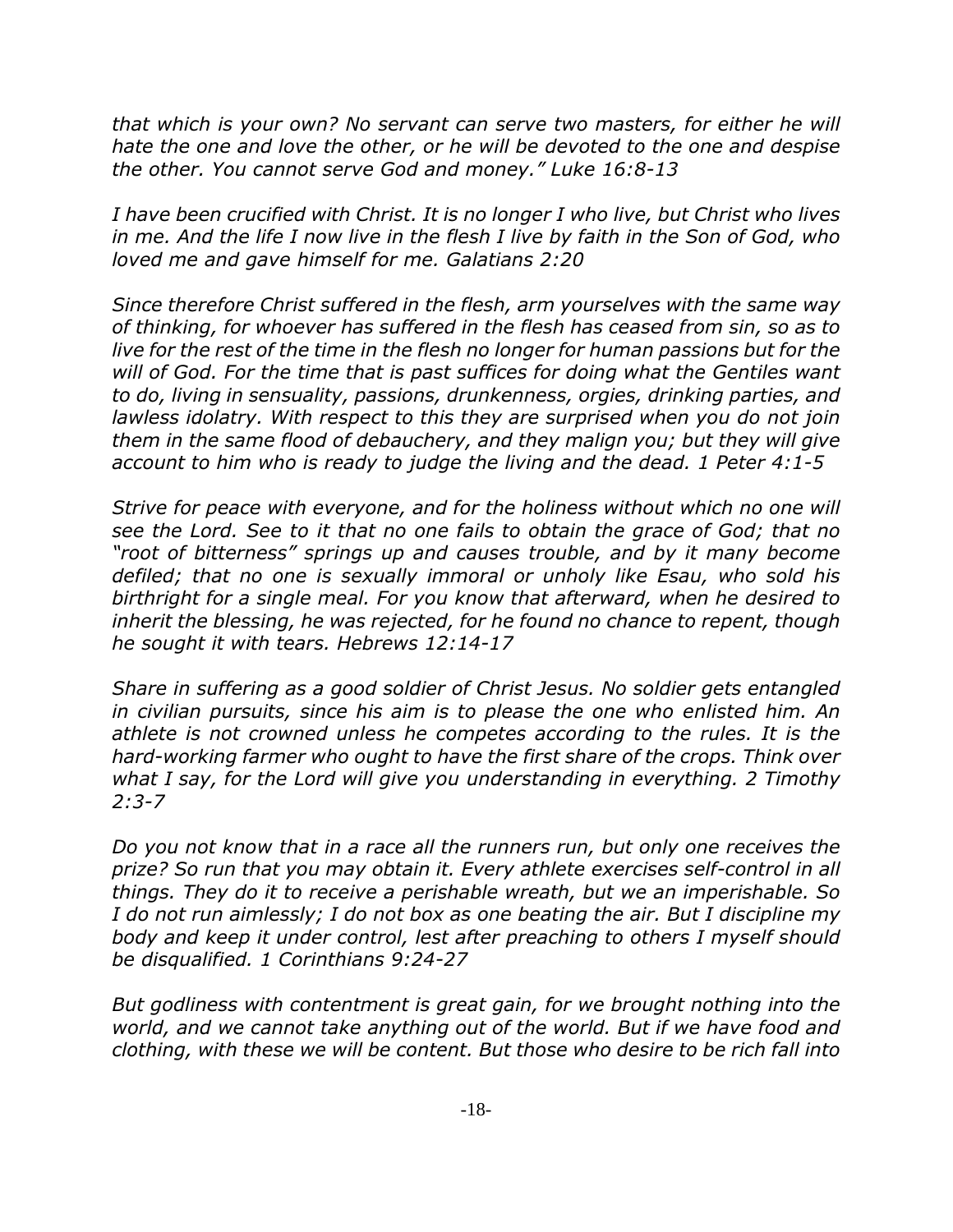*that which is your own? No servant can serve two masters, for either he will hate the one and love the other, or he will be devoted to the one and despise the other. You cannot serve God and money." Luke 16:8-13*

*I have been crucified with Christ. It is no longer I who live, but Christ who lives in me. And the life I now live in the flesh I live by faith in the Son of God, who loved me and gave himself for me. Galatians 2:20*

*Since therefore Christ suffered in the flesh, arm yourselves with the same way of thinking, for whoever has suffered in the flesh has ceased from sin, so as to live for the rest of the time in the flesh no longer for human passions but for the will of God. For the time that is past suffices for doing what the Gentiles want to do, living in sensuality, passions, drunkenness, orgies, drinking parties, and lawless idolatry. With respect to this they are surprised when you do not join them in the same flood of debauchery, and they malign you; but they will give account to him who is ready to judge the living and the dead. 1 Peter 4:1-5*

*Strive for peace with everyone, and for the holiness without which no one will see the Lord. See to it that no one fails to obtain the grace of God; that no "root of bitterness" springs up and causes trouble, and by it many become defiled; that no one is sexually immoral or unholy like Esau, who sold his birthright for a single meal. For you know that afterward, when he desired to inherit the blessing, he was rejected, for he found no chance to repent, though he sought it with tears. Hebrews 12:14-17*

*Share in suffering as a good soldier of Christ Jesus. No soldier gets entangled in civilian pursuits, since his aim is to please the one who enlisted him. An athlete is not crowned unless he competes according to the rules. It is the hard-working farmer who ought to have the first share of the crops. Think over what I say, for the Lord will give you understanding in everything. 2 Timothy 2:3-7*

*Do you not know that in a race all the runners run, but only one receives the prize? So run that you may obtain it. Every athlete exercises self-control in all things. They do it to receive a perishable wreath, but we an imperishable. So I do not run aimlessly; I do not box as one beating the air. But I discipline my body and keep it under control, lest after preaching to others I myself should be disqualified. 1 Corinthians 9:24-27*

*But godliness with contentment is great gain, for we brought nothing into the world, and we cannot take anything out of the world. But if we have food and clothing, with these we will be content. But those who desire to be rich fall into*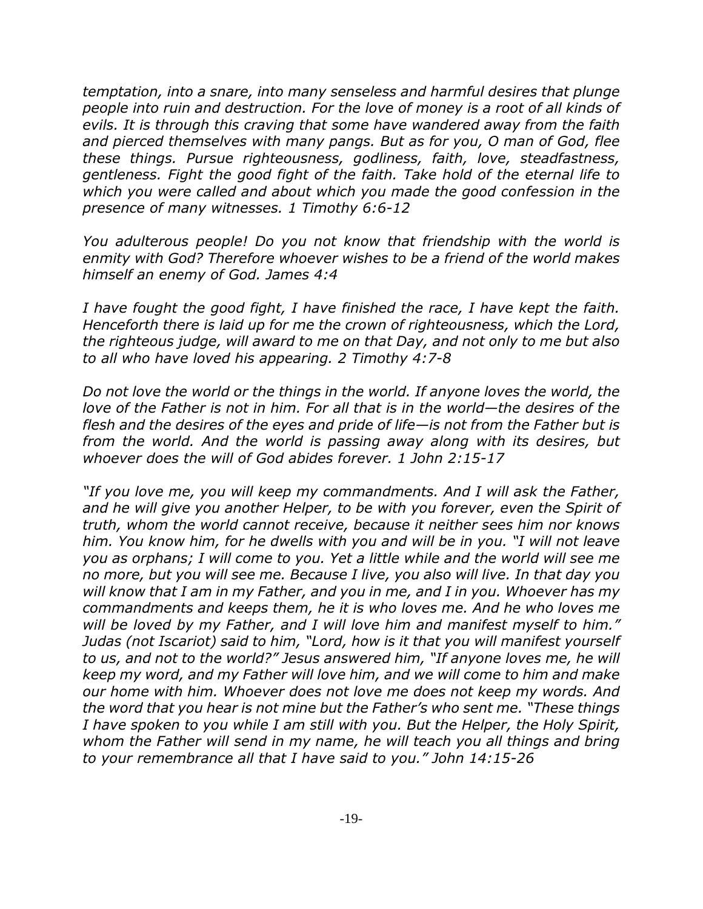*temptation, into a snare, into many senseless and harmful desires that plunge people into ruin and destruction. For the love of money is a root of all kinds of evils. It is through this craving that some have wandered away from the faith and pierced themselves with many pangs. But as for you, O man of God, flee these things. Pursue righteousness, godliness, faith, love, steadfastness, gentleness. Fight the good fight of the faith. Take hold of the eternal life to which you were called and about which you made the good confession in the presence of many witnesses. 1 Timothy 6:6-12*

*You adulterous people! Do you not know that friendship with the world is enmity with God? Therefore whoever wishes to be a friend of the world makes himself an enemy of God. James 4:4*

*I have fought the good fight, I have finished the race, I have kept the faith. Henceforth there is laid up for me the crown of righteousness, which the Lord, the righteous judge, will award to me on that Day, and not only to me but also to all who have loved his appearing. 2 Timothy 4:7-8*

*Do not love the world or the things in the world. If anyone loves the world, the love of the Father is not in him. For all that is in the world—the desires of the flesh and the desires of the eyes and pride of life—is not from the Father but is from the world. And the world is passing away along with its desires, but whoever does the will of God abides forever. 1 John 2:15-17*

*"If you love me, you will keep my commandments. And I will ask the Father, and he will give you another Helper, to be with you forever, even the Spirit of truth, whom the world cannot receive, because it neither sees him nor knows him. You know him, for he dwells with you and will be in you. "I will not leave you as orphans; I will come to you. Yet a little while and the world will see me no more, but you will see me. Because I live, you also will live. In that day you will know that I am in my Father, and you in me, and I in you. Whoever has my commandments and keeps them, he it is who loves me. And he who loves me will be loved by my Father, and I will love him and manifest myself to him." Judas (not Iscariot) said to him, "Lord, how is it that you will manifest yourself to us, and not to the world?" Jesus answered him, "If anyone loves me, he will keep my word, and my Father will love him, and we will come to him and make our home with him. Whoever does not love me does not keep my words. And the word that you hear is not mine but the Father's who sent me. "These things I have spoken to you while I am still with you. But the Helper, the Holy Spirit, whom the Father will send in my name, he will teach you all things and bring to your remembrance all that I have said to you." John 14:15-26*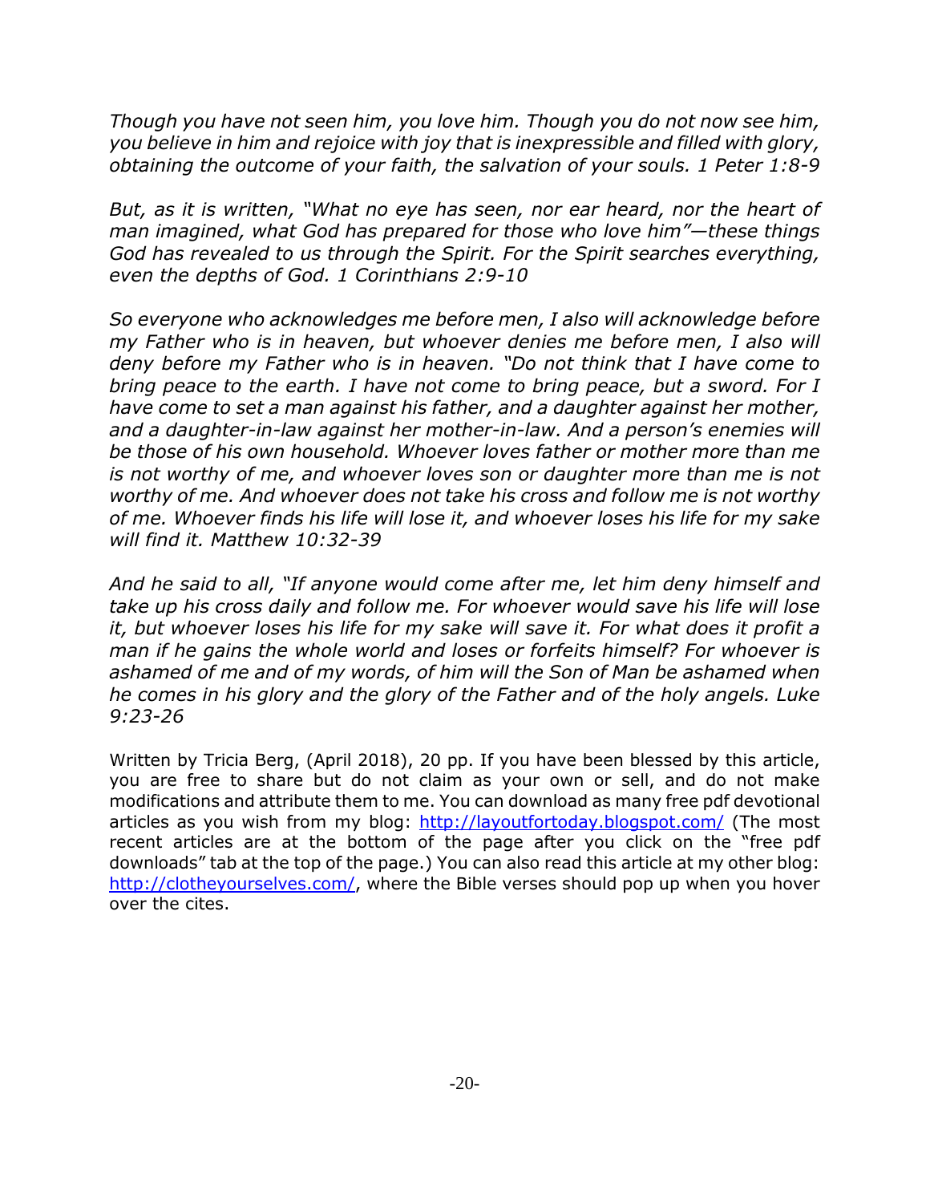*Though you have not seen him, you love him. Though you do not now see him, you believe in him and rejoice with joy that is inexpressible and filled with glory, obtaining the outcome of your faith, the salvation of your souls. 1 Peter 1:8-9*

*But, as it is written, "What no eye has seen, nor ear heard, nor the heart of man imagined, what God has prepared for those who love him"—these things God has revealed to us through the Spirit. For the Spirit searches everything, even the depths of God. 1 Corinthians 2:9-10*

*So everyone who acknowledges me before men, I also will acknowledge before my Father who is in heaven, but whoever denies me before men, I also will deny before my Father who is in heaven. "Do not think that I have come to bring peace to the earth. I have not come to bring peace, but a sword. For I have come to set a man against his father, and a daughter against her mother, and a daughter-in-law against her mother-in-law. And a person's enemies will be those of his own household. Whoever loves father or mother more than me is not worthy of me, and whoever loves son or daughter more than me is not worthy of me. And whoever does not take his cross and follow me is not worthy of me. Whoever finds his life will lose it, and whoever loses his life for my sake will find it. Matthew 10:32-39*

*And he said to all, "If anyone would come after me, let him deny himself and take up his cross daily and follow me. For whoever would save his life will lose it, but whoever loses his life for my sake will save it. For what does it profit a man if he gains the whole world and loses or forfeits himself? For whoever is ashamed of me and of my words, of him will the Son of Man be ashamed when he comes in his glory and the glory of the Father and of the holy angels. Luke 9:23-26*

Written by Tricia Berg, (April 2018), 20 pp. If you have been blessed by this article, you are free to share but do not claim as your own or sell, and do not make modifications and attribute them to me. You can download as many free pdf devotional articles as you wish from my blog: [http://layoutfortoday.blogspot.com/](http://layoutfortoday.blogspot.com/) (The most recent articles are at the bottom of the page after you click on the "free pdf downloads" tab at the top of the page.) You can also read this article at my other blog: [http://clotheyourselves.com/](http://clotheyourselves.com/), where the Bible verses should pop up when you hover over the cites.